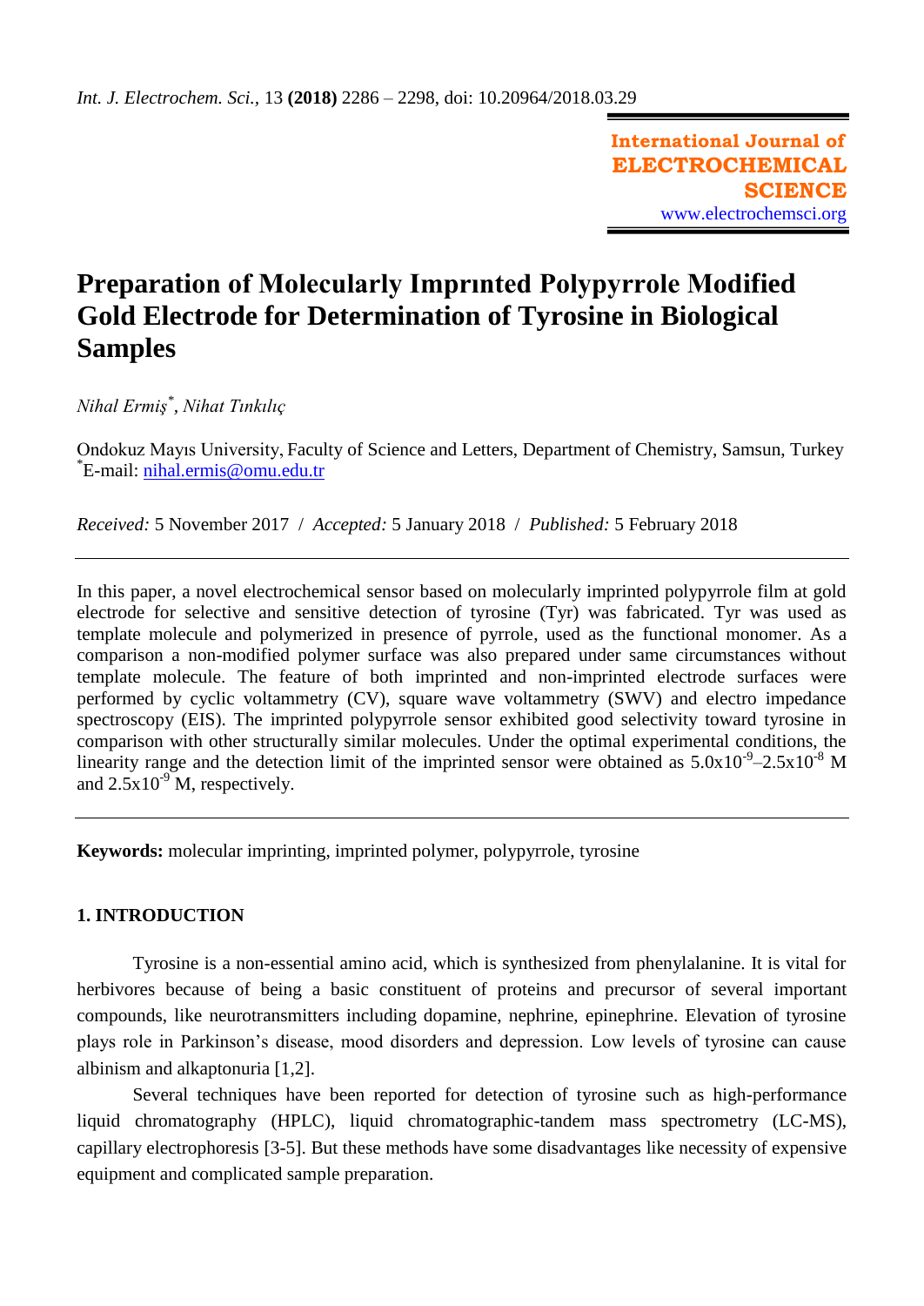# Preparation of Molecularly Imprınted Polypyrrole Modified Gold Electrode for Determination of Tyrosine in Biological Samples

*Nihal Ermiş*[*]*, Nihat Tınkılıç*

Ondokuz Mayıs University, Faculty of Science and Letters, Department of Chemistry, Samsun, Turkey
[*]E-mail: nihal.ermis@omu.edu.tr

*Received:* 5 November 2017 / *Accepted:* 5 January 2018 / *Published:* 5 February 2018

---

In this paper, a novel electrochemical sensor based on molecularly imprinted polypyrrole film at gold electrode for selective and sensitive detection of tyrosine (Tyr) was fabricated. Tyr was used as template molecule and polymerized in presence of pyrrole, used as the functional monomer. As a comparison a non-modified polymer surface was also prepared under same circumstances without template molecule. The feature of both imprinted and non-imprinted electrode surfaces were performed by cyclic voltammetry (CV), square wave voltammetry (SWV) and electro impedance spectroscopy (EIS). The imprinted polypyrrole sensor exhibited good selectivity toward tyrosine in comparison with other structurally similar molecules. Under the optimal experimental conditions, the linearity range and the detection limit of the imprinted sensor were obtained as $5.0 \times 10^{-9}$–$2.5 \times 10^{-8}$ M and $2.5 \times 10^{-9}$ M, respectively.

---

**Keywords:** molecular imprinting, imprinted polymer, polypyrrole, tyrosine

## 1. INTRODUCTION

Tyrosine is a non-essential amino acid, which is synthesized from phenylalanine. It is vital for herbivores because of being a basic constituent of proteins and precursor of several important compounds, like neurotransmitters including dopamine, nephrine, epinephrine. Elevation of tyrosine plays role in Parkinson's disease, mood disorders and depression. Low levels of tyrosine can cause albinism and alkaptonuria [1,2].

Several techniques have been reported for detection of tyrosine such as high-performance liquid chromatography (HPLC), liquid chromatographic-tandem mass spectrometry (LC-MS), capillary electrophoresis [3-5]. But these methods have some disadvantages like necessity of expensive equipment and complicated sample preparation.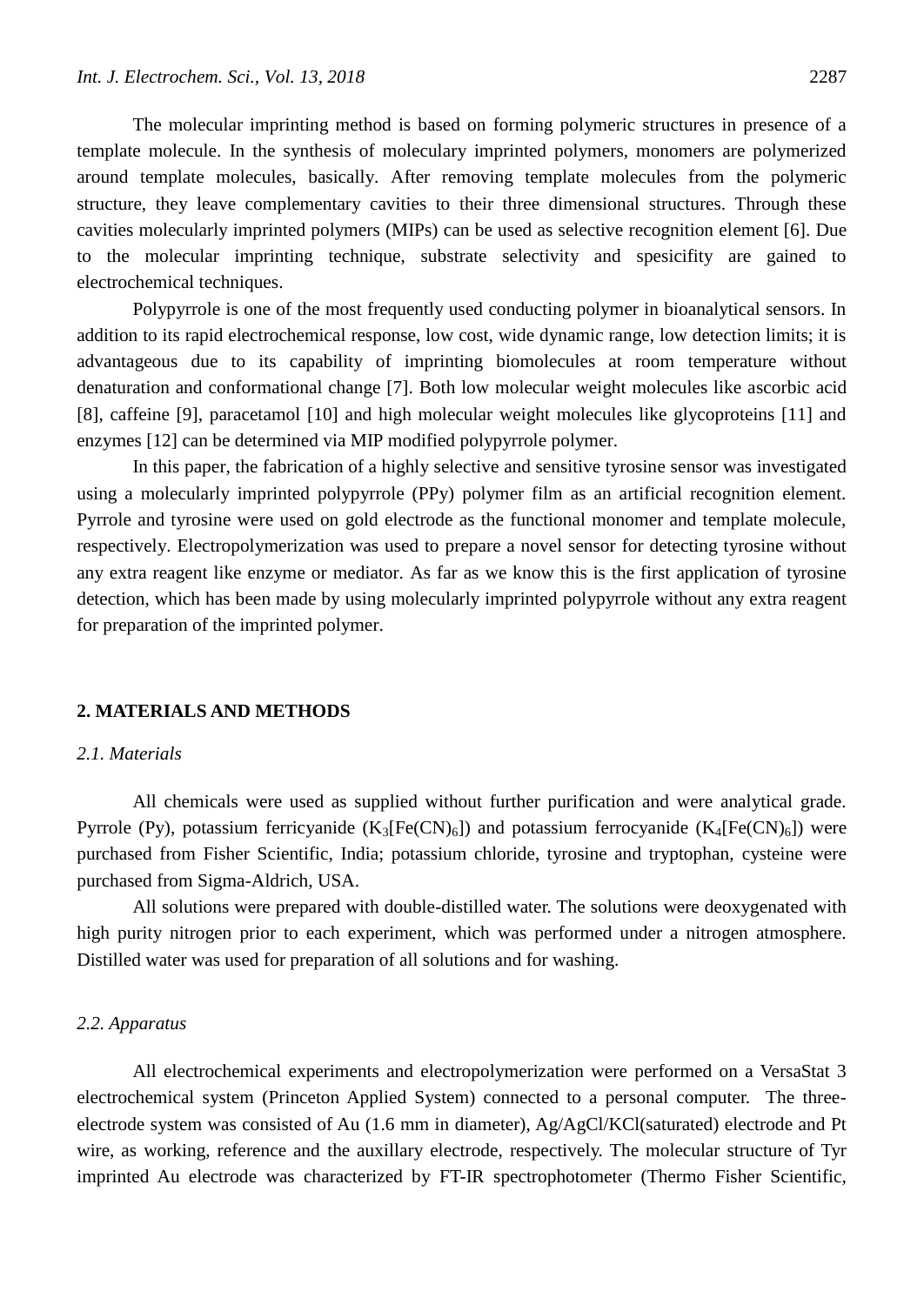The molecular imprinting method is based on forming polymeric structures in presence of a template molecule. In the synthesis of moleculary imprinted polymers, monomers are polymerized around template molecules, basically. After removing template molecules from the polymeric structure, they leave complementary cavities to their three dimensional structures. Through these cavities molecularly imprinted polymers (MIPs) can be used as selective recognition element [6]. Due to the molecular imprinting technique, substrate selectivity and spesicifity are gained to electrochemical techniques.

Polypyrrole is one of the most frequently used conducting polymer in bioanalytical sensors. In addition to its rapid electrochemical response, low cost, wide dynamic range, low detection limits; it is advantageous due to its capability of imprinting biomolecules at room temperature without denaturation and conformational change [7]. Both low molecular weight molecules like ascorbic acid [8], caffeine [9], paracetamol [10] and high molecular weight molecules like glycoproteins [11] and enzymes [12] can be determined via MIP modified polypyrrole polymer.

In this paper, the fabrication of a highly selective and sensitive tyrosine sensor was investigated using a molecularly imprinted polypyrrole (PPy) polymer film as an artificial recognition element. Pyrrole and tyrosine were used on gold electrode as the functional monomer and template molecule, respectively. Electropolymerization was used to prepare a novel sensor for detecting tyrosine without any extra reagent like enzyme or mediator. As far as we know this is the first application of tyrosine detection, which has been made by using molecularly imprinted polypyrrole without any extra reagent for preparation of the imprinted polymer.

## 2. MATERIALS AND METHODS

### *2.1. Materials*

All chemicals were used as supplied without further purification and were analytical grade. Pyrrole (Py), potassium ferricyanide ($K_3[Fe(CN)_6]$) and potassium ferrocyanide ($K_4[Fe(CN)_6]$) were purchased from Fisher Scientific, India; potassium chloride, tyrosine and tryptophan, cysteine were purchased from Sigma-Aldrich, USA.

All solutions were prepared with double-distilled water. The solutions were deoxygenated with high purity nitrogen prior to each experiment, which was performed under a nitrogen atmosphere. Distilled water was used for preparation of all solutions and for washing.

### *2.2. Apparatus*

All electrochemical experiments and electropolymerization were performed on a VersaStat 3 electrochemical system (Princeton Applied System) connected to a personal computer. The three-electrode system was consisted of Au (1.6 mm in diameter), Ag/AgCl/KCl(saturated) electrode and Pt wire, as working, reference and the auxillary electrode, respectively. The molecular structure of Tyr imprinted Au electrode was characterized by FT-IR spectrophotometer (Thermo Fisher Scientific,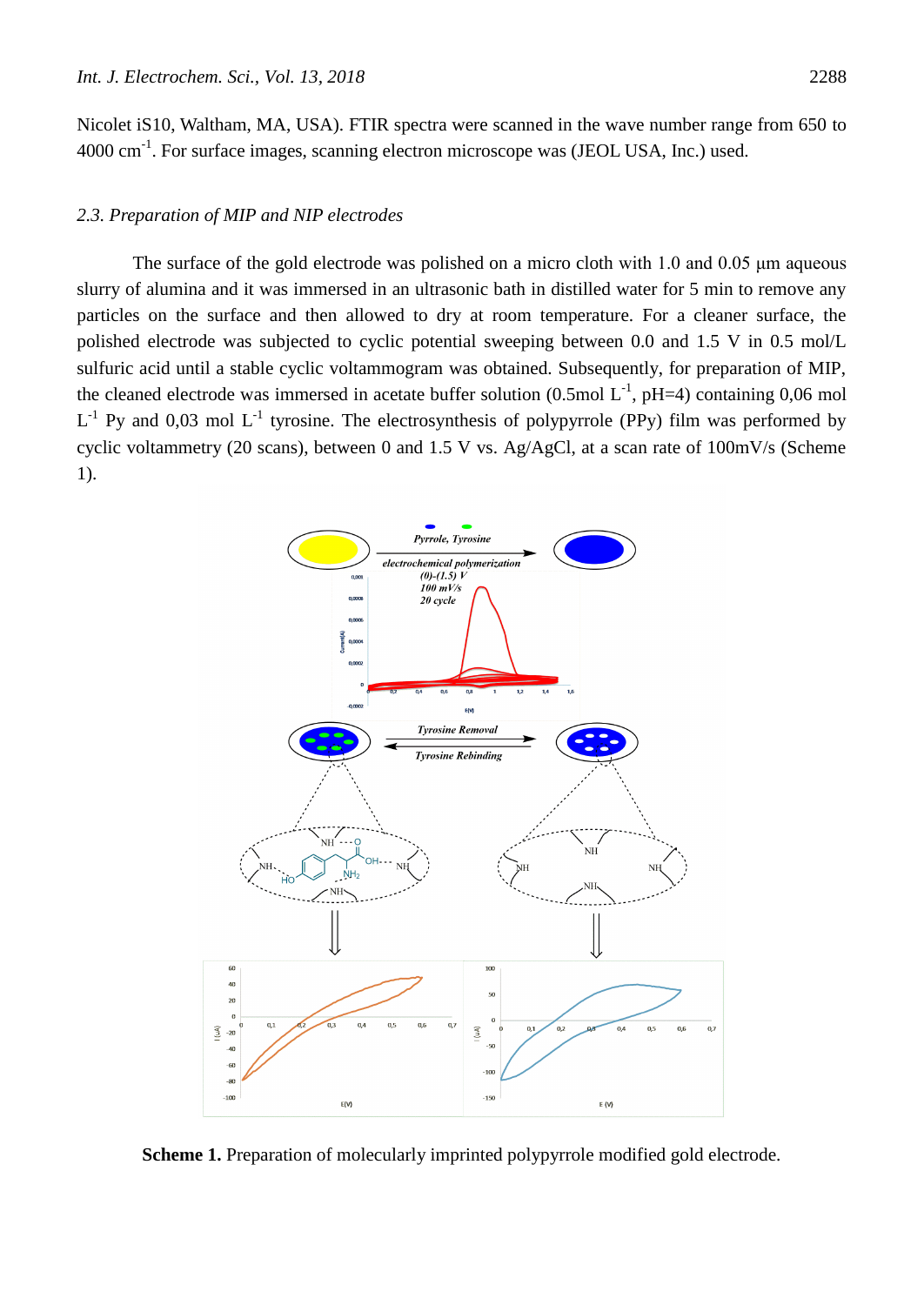Nicolet iS10, Waltham, MA, USA). FTIR spectra were scanned in the wave number range from 650 to 4000 $cm^{-1}$. For surface images, scanning electron microscope was (JEOL USA, Inc.) used.

### *2.3. Preparation of MIP and NIP electrodes*

The surface of the gold electrode was polished on a micro cloth with 1.0 and 0.05 μm aqueous slurry of alumina and it was immersed in an ultrasonic bath in distilled water for 5 min to remove any particles on the surface and then allowed to dry at room temperature. For a cleaner surface, the polished electrode was subjected to cyclic potential sweeping between 0.0 and 1.5 V in 0.5 mol/L sulfuric acid until a stable cyclic voltammogram was obtained. Subsequently, for preparation of MIP, the cleaned electrode was immersed in acetate buffer solution (0.5mol $L^{-1}$, pH=4) containing 0,06 mol $L^{-1}$ Py and 0,03 mol $L^{-1}$ tyrosine. The electrosynthesis of polypyrrole (PPy) film was performed by cyclic voltammetry (20 scans), between 0 and 1.5 V vs. Ag/AgCl, at a scan rate of 100mV/s (Scheme 1).

**Scheme 1.** Preparation of molecularly imprinted polypyrrole modified gold electrode.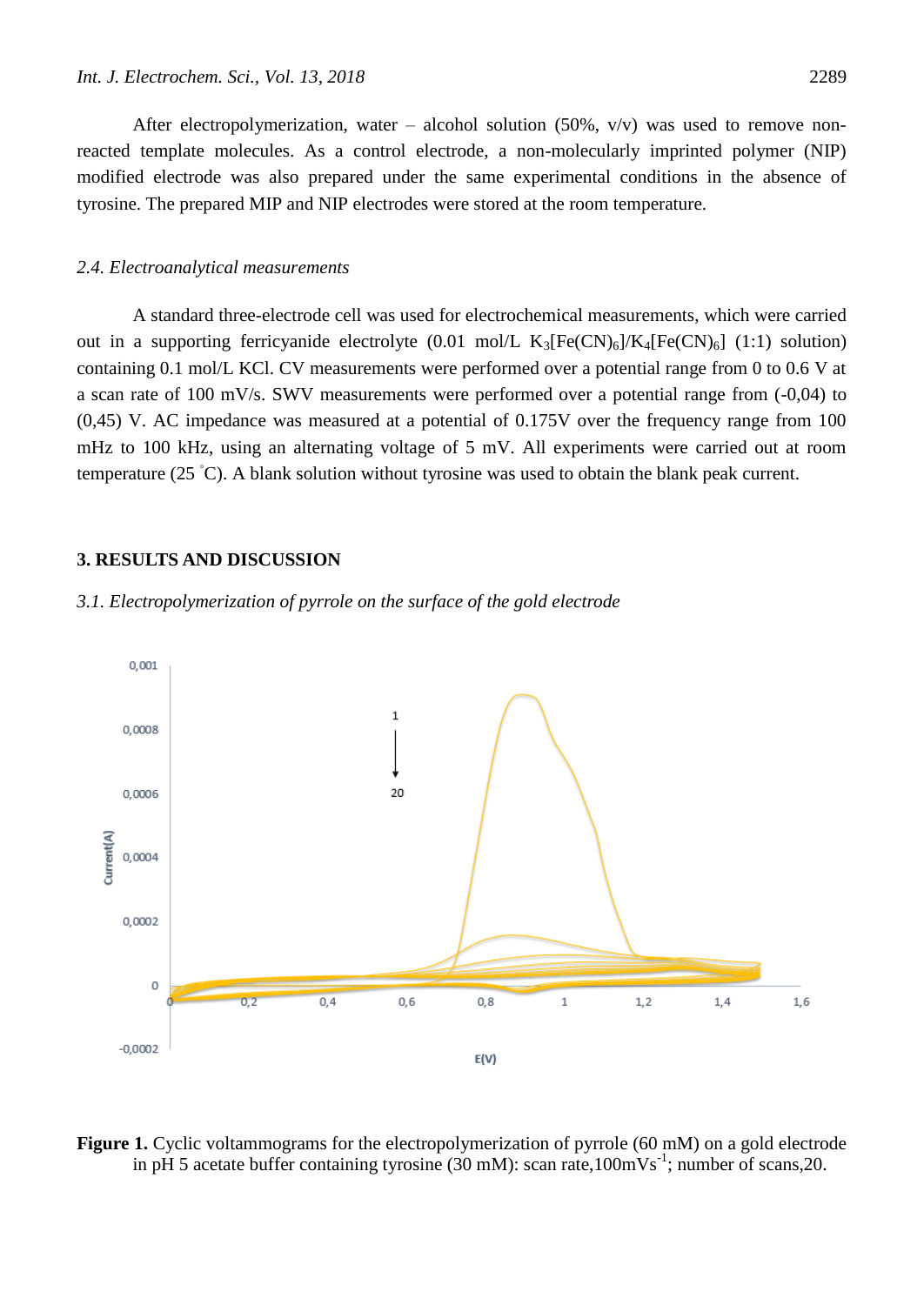After electropolymerization, water – alcohol solution (50%, v/v) was used to remove non-reacted template molecules. As a control electrode, a non-molecularly imprinted polymer (NIP) modified electrode was also prepared under the same experimental conditions in the absence of tyrosine. The prepared MIP and NIP electrodes were stored at the room temperature.

### *2.4. Electroanalytical measurements*

A standard three-electrode cell was used for electrochemical measurements, which were carried out in a supporting ferricyanide electrolyte (0.01 mol/L $K_3[Fe(CN)_6]/K_4[Fe(CN)_6]$ (1:1) solution) containing 0.1 mol/L KCl. CV measurements were performed over a potential range from 0 to 0.6 V at a scan rate of 100 mV/s. SWV measurements were performed over a potential range from (-0,04) to (0,45) V. AC impedance was measured at a potential of 0.175V over the frequency range from 100 mHz to 100 kHz, using an alternating voltage of 5 mV. All experiments were carried out at room temperature (25 °C). A blank solution without tyrosine was used to obtain the blank peak current.

## 3. RESULTS AND DISCUSSION

### *3.1. Electropolymerization of pyrrole on the surface of the gold electrode*

**Figure 1.** Cyclic voltammograms for the electropolymerization of pyrrole (60 mM) on a gold electrode in pH 5 acetate buffer containing tyrosine (30 mM): scan rate,100mVs$^{-1}$; number of scans,20.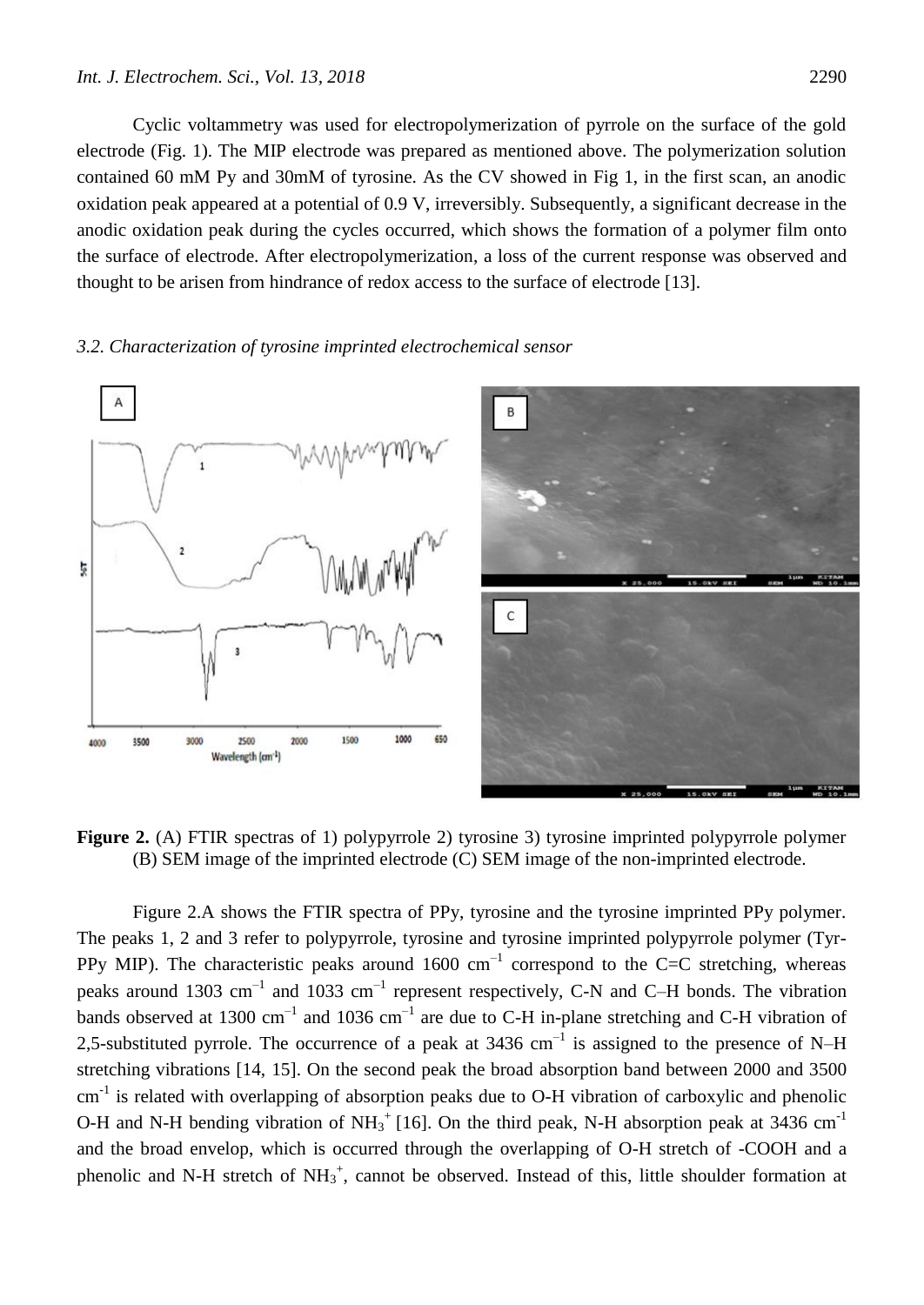Cyclic voltammetry was used for electropolymerization of pyrrole on the surface of the gold electrode (Fig. 1). The MIP electrode was prepared as mentioned above. The polymerization solution contained 60 mM Py and 30mM of tyrosine. As the CV showed in Fig 1, in the first scan, an anodic oxidation peak appeared at a potential of 0.9 V, irreversibly. Subsequently, a significant decrease in the anodic oxidation peak during the cycles occurred, which shows the formation of a polymer film onto the surface of electrode. After electropolymerization, a loss of the current response was observed and thought to be arisen from hindrance of redox access to the surface of electrode [13].

### *3.2. Characterization of tyrosine imprinted electrochemical sensor*

**Figure 2.** (A) FTIR spectras of 1) polypyrrole 2) tyrosine 3) tyrosine imprinted polypyrrole polymer (B) SEM image of the imprinted electrode (C) SEM image of the non-imprinted electrode.

Figure 2.A shows the FTIR spectra of PPy, tyrosine and the tyrosine imprinted PPy polymer. The peaks 1, 2 and 3 refer to polypyrrole, tyrosine and tyrosine imprinted polypyrrole polymer (Tyr-PPy MIP). The characteristic peaks around 1600 $cm^{-1}$ correspond to the C=C stretching, whereas peaks around 1303 $cm^{-1}$ and 1033 $cm^{-1}$ represent respectively, C-N and C–H bonds. The vibration bands observed at 1300 $cm^{-1}$ and 1036 $cm^{-1}$ are due to C-H in-plane stretching and C-H vibration of 2,5-substituted pyrrole. The occurrence of a peak at 3436 $cm^{-1}$ is assigned to the presence of N–H stretching vibrations [14, 15]. On the second peak the broad absorption band between 2000 and 3500 $cm^{-1}$ is related with overlapping of absorption peaks due to O-H vibration of carboxylic and phenolic O-H and N-H bending vibration of $NH_3^+$ [16]. On the third peak, N-H absorption peak at 3436 $cm^{-1}$ and the broad envelop, which is occurred through the overlapping of O-H stretch of -COOH and a phenolic and N-H stretch of $NH_3^+$, cannot be observed. Instead of this, little shoulder formation at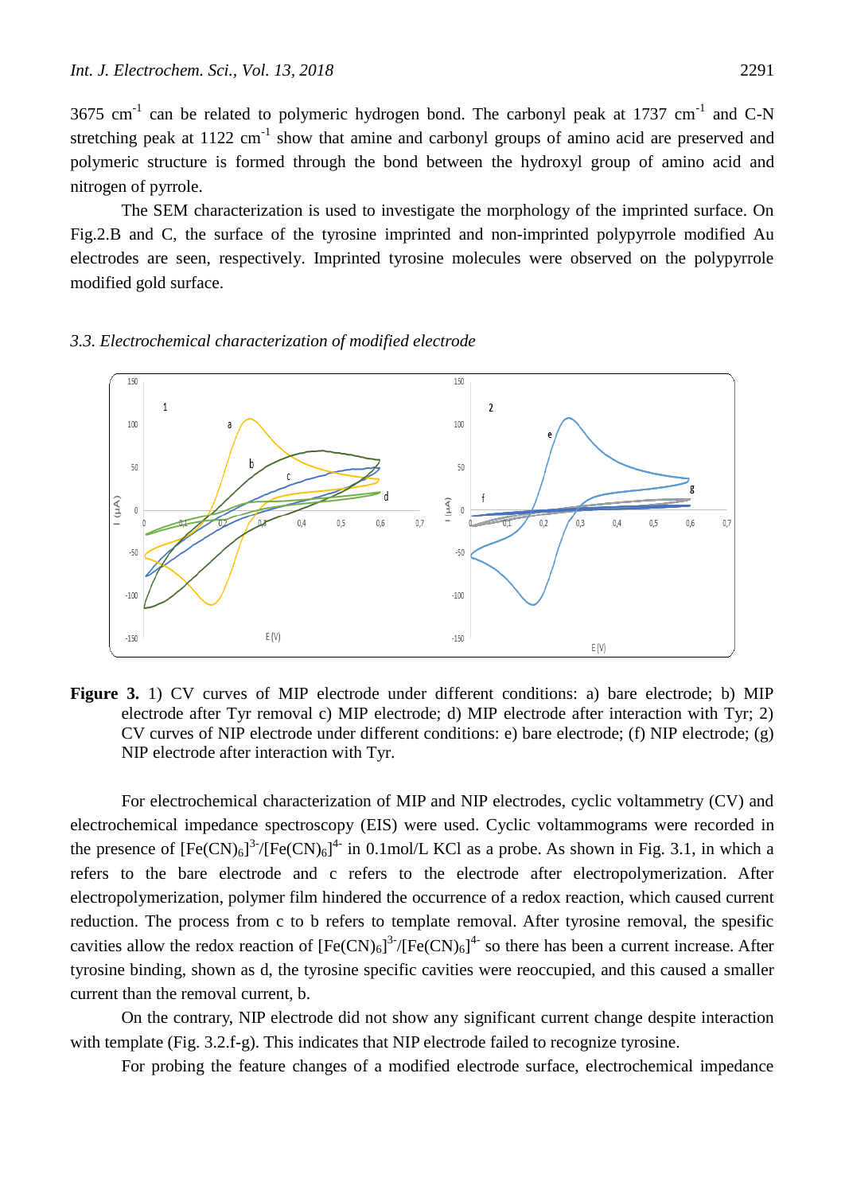3675 $cm^{-1}$ can be related to polymeric hydrogen bond. The carbonyl peak at 1737 $cm^{-1}$ and C-N stretching peak at 1122 $cm^{-1}$ show that amine and carbonyl groups of amino acid are preserved and polymeric structure is formed through the bond between the hydroxyl group of amino acid and nitrogen of pyrrole.

The SEM characterization is used to investigate the morphology of the imprinted surface. On Fig.2.B and C, the surface of the tyrosine imprinted and non-imprinted polypyrrole modified Au electrodes are seen, respectively. Imprinted tyrosine molecules were observed on the polypyrrole modified gold surface.

### *3.3. Electrochemical characterization of modified electrode*

**Figure 3.** 1) CV curves of MIP electrode under different conditions: a) bare electrode; b) MIP electrode after Tyr removal c) MIP electrode; d) MIP electrode after interaction with Tyr; 2) CV curves of NIP electrode under different conditions: e) bare electrode; (f) NIP electrode; (g) NIP electrode after interaction with Tyr.

For electrochemical characterization of MIP and NIP electrodes, cyclic voltammetry (CV) and electrochemical impedance spectroscopy (EIS) were used. Cyclic voltammograms were recorded in the presence of $[Fe(CN)_6]^{3-}/[Fe(CN)_6]^{4-}$ in 0.1mol/L KCl as a probe. As shown in Fig. 3.1, in which a refers to the bare electrode and c refers to the electrode after electropolymerization. After electropolymerization, polymer film hindered the occurrence of a redox reaction, which caused current reduction. The process from c to b refers to template removal. After tyrosine removal, the spesific cavities allow the redox reaction of $[Fe(CN)_6]^{3-}/[Fe(CN)_6]^{4-}$ so there has been a current increase. After tyrosine binding, shown as d, the tyrosine specific cavities were reoccupied, and this caused a smaller current than the removal current, b.

On the contrary, NIP electrode did not show any significant current change despite interaction with template (Fig. 3.2.f-g). This indicates that NIP electrode failed to recognize tyrosine.

For probing the feature changes of a modified electrode surface, electrochemical impedance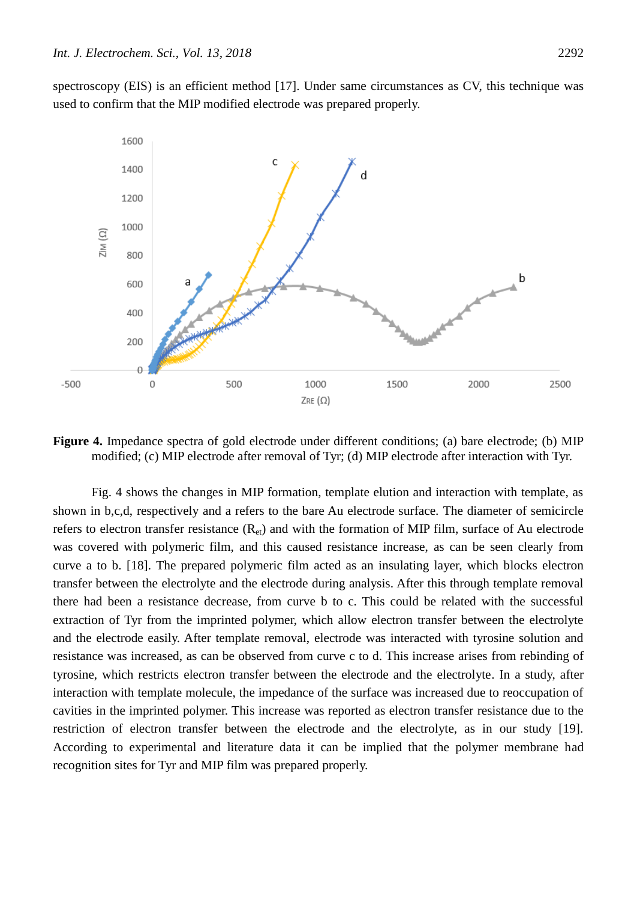spectroscopy (EIS) is an efficient method [17]. Under same circumstances as CV, this technique was used to confirm that the MIP modified electrode was prepared properly.

**Figure 4.** Impedance spectra of gold electrode under different conditions; (a) bare electrode; (b) MIP modified; (c) MIP electrode after removal of Tyr; (d) MIP electrode after interaction with Tyr.

Fig. 4 shows the changes in MIP formation, template elution and interaction with template, as shown in b,c,d, respectively and a refers to the bare Au electrode surface. The diameter of semicircle refers to electron transfer resistance ($R_{et}$) and with the formation of MIP film, surface of Au electrode was covered with polymeric film, and this caused resistance increase, as can be seen clearly from curve a to b. [18]. The prepared polymeric film acted as an insulating layer, which blocks electron transfer between the electrolyte and the electrode during analysis. After this through template removal there had been a resistance decrease, from curve b to c. This could be related with the successful extraction of Tyr from the imprinted polymer, which allow electron transfer between the electrolyte and the electrode easily. After template removal, electrode was interacted with tyrosine solution and resistance was increased, as can be observed from curve c to d. This increase arises from rebinding of tyrosine, which restricts electron transfer between the electrode and the electrolyte. In a study, after interaction with template molecule, the impedance of the surface was increased due to reoccupation of cavities in the imprinted polymer. This increase was reported as electron transfer resistance due to the restriction of electron transfer between the electrode and the electrolyte, as in our study [19]. According to experimental and literature data it can be implied that the polymer membrane had recognition sites for Tyr and MIP film was prepared properly.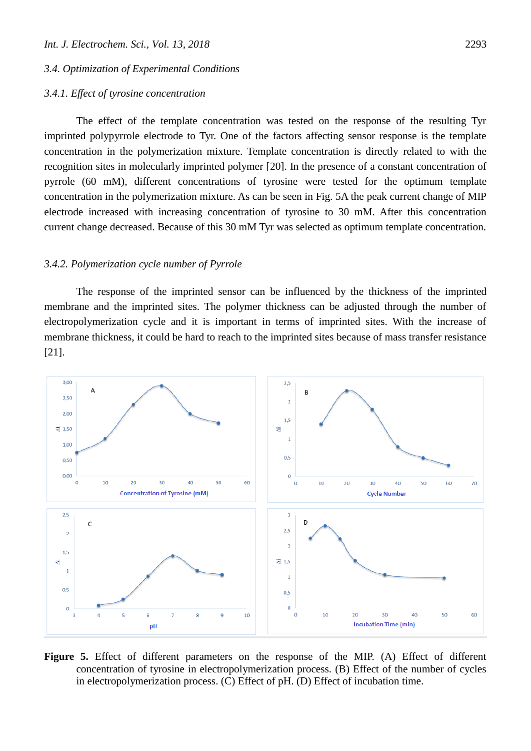### 3.4. Optimization of Experimental Conditions

#### 3.4.1. Effect of tyrosine concentration

The effect of the template concentration was tested on the response of the resulting Tyr imprinted polypyrrole electrode to Tyr. One of the factors affecting sensor response is the template concentration in the polymerization mixture. Template concentration is directly related to with the recognition sites in molecularly imprinted polymer [20]. In the presence of a constant concentration of pyrrole (60 mM), different concentrations of tyrosine were tested for the optimum template concentration in the polymerization mixture. As can be seen in Fig. 5A the peak current change of MIP electrode increased with increasing concentration of tyrosine to 30 mM. After this concentration current change decreased. Because of this 30 mM Tyr was selected as optimum template concentration.

#### 3.4.2. Polymerization cycle number of Pyrrole

The response of the imprinted sensor can be influenced by the thickness of the imprinted membrane and the imprinted sites. The polymer thickness can be adjusted through the number of electropolymerization cycle and it is important in terms of imprinted sites. With the increase of membrane thickness, it could be hard to reach to the imprinted sites because of mass transfer resistance [21].

**Figure 5.** Effect of different parameters on the response of the MIP. (A) Effect of different concentration of tyrosine in electropolymerization process. (B) Effect of the number of cycles in electropolymerization process. (C) Effect of pH. (D) Effect of incubation time.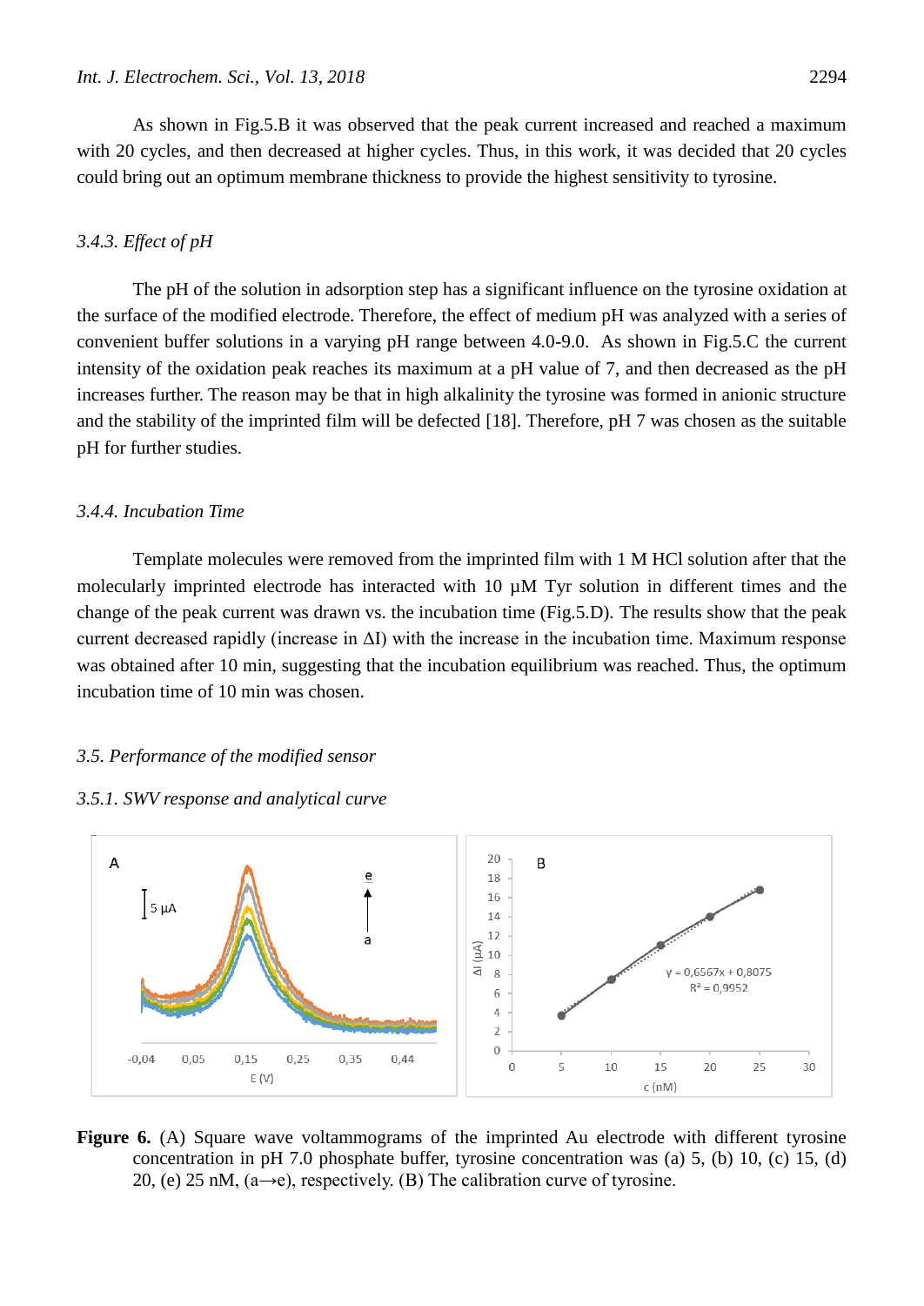As shown in Fig.5.B it was observed that the peak current increased and reached a maximum with 20 cycles, and then decreased at higher cycles. Thus, in this work, it was decided that 20 cycles could bring out an optimum membrane thickness to provide the highest sensitivity to tyrosine.

### *3.4.3. Effect of pH*

The pH of the solution in adsorption step has a significant influence on the tyrosine oxidation at the surface of the modified electrode. Therefore, the effect of medium pH was analyzed with a series of convenient buffer solutions in a varying pH range between 4.0-9.0. As shown in Fig.5.C the current intensity of the oxidation peak reaches its maximum at a pH value of 7, and then decreased as the pH increases further. The reason may be that in high alkalinity the tyrosine was formed in anionic structure and the stability of the imprinted film will be defected [18]. Therefore, pH 7 was chosen as the suitable pH for further studies.

### *3.4.4. Incubation Time*

Template molecules were removed from the imprinted film with 1 M HCl solution after that the molecularly imprinted electrode has interacted with 10 µM Tyr solution in different times and the change of the peak current was drawn vs. the incubation time (Fig.5.D). The results show that the peak current decreased rapidly (increase in ΔI) with the increase in the incubation time. Maximum response was obtained after 10 min, suggesting that the incubation equilibrium was reached. Thus, the optimum incubation time of 10 min was chosen.

## *3.5. Performance of the modified sensor*

### *3.5.1. SWV response and analytical curve*

**Figure 6.** (A) Square wave voltammograms of the imprinted Au electrode with different tyrosine concentration in pH 7.0 phosphate buffer, tyrosine concentration was (a) 5, (b) 10, (c) 15, (d) 20, (e) 25 nM, (a→e), respectively. (B) The calibration curve of tyrosine.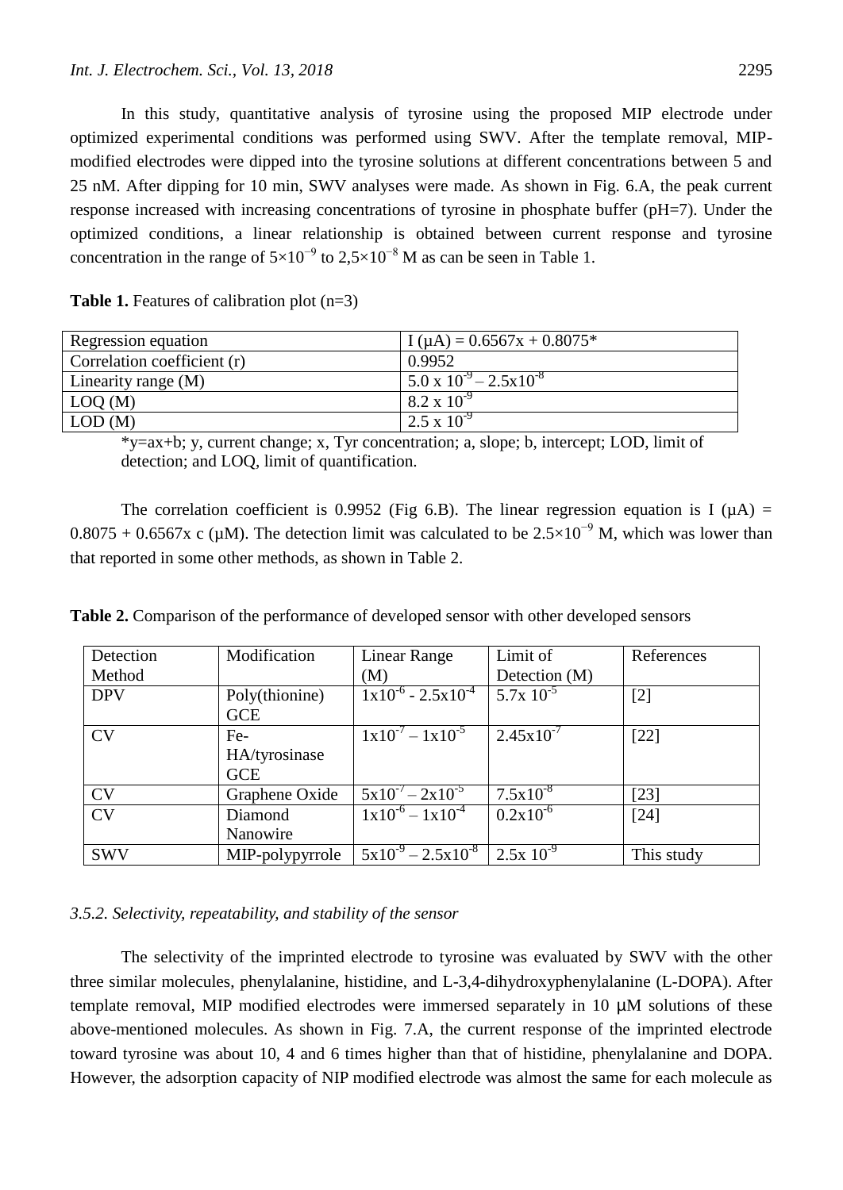In this study, quantitative analysis of tyrosine using the proposed MIP electrode under optimized experimental conditions was performed using SWV. After the template removal, MIP-modified electrodes were dipped into the tyrosine solutions at different concentrations between 5 and 25 nM. After dipping for 10 min, SWV analyses were made. As shown in Fig. 6.A, the peak current response increased with increasing concentrations of tyrosine in phosphate buffer (pH=7). Under the optimized conditions, a linear relationship is obtained between current response and tyrosine concentration in the range of $5\times10^{-9}$ to $2{,}5\times10^{-8}$ M as can be seen in Table 1.

**Table 1.** Features of calibration plot (n=3)

| | |
|---|---|
| Regression equation | I (µA) = 0.6567x + 0.8075* |
| Correlation coefficient (r) | 0.9952 |
| Linearity range (M) | $5.0 \times 10^{-9} - 2.5\times10^{-8}$ |
| LOQ (M) | $8.2 \times 10^{-9}$ |
| LOD (M) | $2.5 \times 10^{-9}$ |

*y=ax+b; y, current change; x, Tyr concentration; a, slope; b, intercept; LOD, limit of detection; and LOQ, limit of quantification.

The correlation coefficient is 0.9952 (Fig 6.B). The linear regression equation is I (µA) = 0.8075 + 0.6567x c (µM). The detection limit was calculated to be $2.5\times10^{-9}$ M, which was lower than that reported in some other methods, as shown in Table 2.

**Table 2.** Comparison of the performance of developed sensor with other developed sensors

| Detection Method | Modification | Linear Range (M) | Limit of Detection (M) | References |
|---|---|---|---|---|
| DPV | Poly(thionine) GCE | $1\times10^{-6} - 2.5\times10^{-4}$ | $5.7\times 10^{-5}$ | [2] |
| CV | Fe-HA/tyrosinase GCE | $1\times10^{-7} - 1\times10^{-5}$ | $2.45\times10^{-7}$ | [22] |
| CV | Graphene Oxide | $5\times10^{-7} - 2\times10^{-5}$ | $7.5\times10^{-8}$ | [23] |
| CV | Diamond Nanowire | $1\times10^{-6} - 1\times10^{-4}$ | $0.2\times10^{-6}$ | [24] |
| SWV | MIP-polypyrrole | $5\times10^{-9} - 2.5\times10^{-8}$ | $2.5\times 10^{-9}$ | This study |

### *3.5.2. Selectivity, repeatability, and stability of the sensor*

The selectivity of the imprinted electrode to tyrosine was evaluated by SWV with the other three similar molecules, phenylalanine, histidine, and L-3,4-dihydroxyphenylalanine (L-DOPA). After template removal, MIP modified electrodes were immersed separately in 10 μM solutions of these above-mentioned molecules. As shown in Fig. 7.A, the current response of the imprinted electrode toward tyrosine was about 10, 4 and 6 times higher than that of histidine, phenylalanine and DOPA. However, the adsorption capacity of NIP modified electrode was almost the same for each molecule as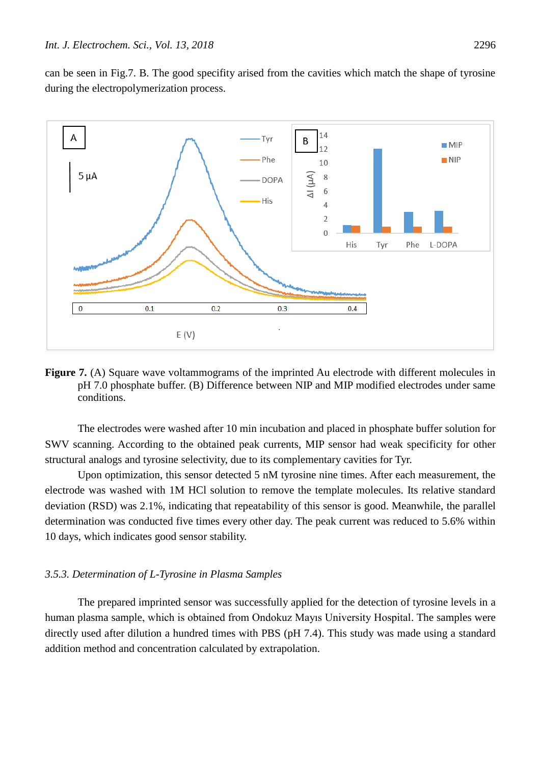can be seen in Fig.7. B. The good specifity arised from the cavities which match the shape of tyrosine during the electropolymerization process.

**Figure 7.** (A) Square wave voltammograms of the imprinted Au electrode with different molecules in pH 7.0 phosphate buffer. (B) Difference between NIP and MIP modified electrodes under same conditions.

The electrodes were washed after 10 min incubation and placed in phosphate buffer solution for SWV scanning. According to the obtained peak currents, MIP sensor had weak specificity for other structural analogs and tyrosine selectivity, due to its complementary cavities for Tyr.

Upon optimization, this sensor detected 5 nM tyrosine nine times. After each measurement, the electrode was washed with 1M HCl solution to remove the template molecules. Its relative standard deviation (RSD) was 2.1%, indicating that repeatability of this sensor is good. Meanwhile, the parallel determination was conducted five times every other day. The peak current was reduced to 5.6% within 10 days, which indicates good sensor stability.

### *3.5.3. Determination of L-Tyrosine in Plasma Samples*

The prepared imprinted sensor was successfully applied for the detection of tyrosine levels in a human plasma sample, which is obtained from Ondokuz Mayıs University Hospital. The samples were directly used after dilution a hundred times with PBS (pH 7.4). This study was made using a standard addition method and concentration calculated by extrapolation.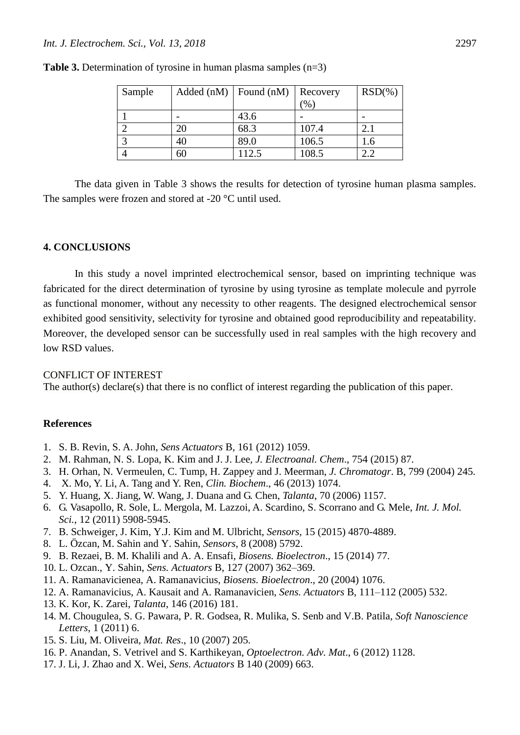**Table 3.** Determination of tyrosine in human plasma samples (n=3)

| Sample | Added (nM) | Found (nM) | Recovery (%) | RSD(%) |
|---|---|---|---|---|
| 1 | - | 43.6 | - | - |
| 2 | 20 | 68.3 | 107.4 | 2.1 |
| 3 | 40 | 89.0 | 106.5 | 1.6 |
| 4 | 60 | 112.5 | 108.5 | 2.2 |

The data given in Table 3 shows the results for detection of tyrosine human plasma samples. The samples were frozen and stored at -20 °C until used.

## 4. CONCLUSIONS

In this study a novel imprinted electrochemical sensor, based on imprinting technique was fabricated for the direct determination of tyrosine by using tyrosine as template molecule and pyrrole as functional monomer, without any necessity to other reagents. The designed electrochemical sensor exhibited good sensitivity, selectivity for tyrosine and obtained good reproducibility and repeatability. Moreover, the developed sensor can be successfully used in real samples with the high recovery and low RSD values.

CONFLICT OF INTEREST

The author(s) declare(s) that there is no conflict of interest regarding the publication of this paper.

## References

1. S. B. Revin, S. A. John, *Sens Actuators* B, 161 (2012) 1059.
2. M. Rahman, N. S. Lopa, K. Kim and J. J. Lee, *J. Electroanal. Chem*., 754 (2015) 87.
3. H. Orhan, N. Vermeulen, C. Tump, H. Zappey and J. Meerman, *J. Chromatogr*. B, 799 (2004) 245.
4. X. Mo, Y. Li, A. Tang and Y. Ren, *Clin. Biochem*., 46 (2013) 1074.
5. Y. Huang, X. Jiang, W. Wang, J. Duana and G. Chen, *Talanta*, 70 (2006) 1157.
6. G. Vasapollo, R. Sole, L. Mergola, M. Lazzoi, A. Scardino, S. Scorrano and G. Mele, *Int. J. Mol. Sci.*, 12 (2011) 5908-5945.
7. B. Schweiger, J. Kim, Y.J. Kim and M. Ulbricht, *Sensors*, 15 (2015) 4870-4889.
8. L. Özcan, M. Sahin and Y. Sahin, *Sensors*, 8 (2008) 5792.
9. B. Rezaei, B. M. Khalili and A. A. Ensafi, *Biosens. Bioelectron*., 15 (2014) 77.
10. L. Ozcan., Y. Sahin, *Sens. Actuators* B, 127 (2007) 362–369.
11. A. Ramanavicienea, A. Ramanavicius, *Biosens. Bioelectron*., 20 (2004) 1076.
12. A. Ramanavicius, A. Kausait and A. Ramanavicien, *Sens. Actuators* B, 111–112 (2005) 532.
13. K. Kor, K. Zarei, *Talanta*, 146 (2016) 181.
14. M. Chougulea, S. G. Pawara, P. R. Godsea, R. Mulika, S. Senb and V.B. Patila, *Soft Nanoscience Letters*, 1 (2011) 6.
15. S. Liu, M. Oliveira, *Mat. Res*., 10 (2007) 205.
16. P. Anandan, S. Vetrivel and S. Karthikeyan, *Optoelectron. Adv. Mat*., 6 (2012) 1128.
17. J. Li, J. Zhao and X. Wei, *Sens. Actuators* B 140 (2009) 663.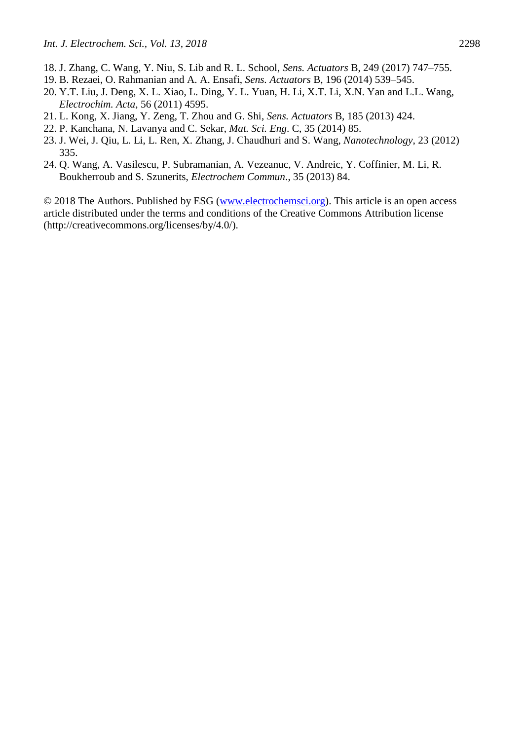18. J. Zhang, C. Wang, Y. Niu, S. Lib and R. L. School, *Sens. Actuators* B, 249 (2017) 747–755.
19. B. Rezaei, O. Rahmanian and A. A. Ensafi, *Sens. Actuators* B, 196 (2014) 539–545.
20. Y.T. Liu, J. Deng, X. L. Xiao, L. Ding, Y. L. Yuan, H. Li, X.T. Li, X.N. Yan and L.L. Wang, *Electrochim. Acta*, 56 (2011) 4595.
21. L. Kong, X. Jiang, Y. Zeng, T. Zhou and G. Shi, *Sens. Actuators* B, 185 (2013) 424.
22. P. Kanchana, N. Lavanya and C. Sekar, *Mat. Sci. Eng*. C, 35 (2014) 85.
23. J. Wei, J. Qiu, L. Li, L. Ren, X. Zhang, J. Chaudhuri and S. Wang, *Nanotechnology*, 23 (2012) 335.
24. Q. Wang, A. Vasilescu, P. Subramanian, A. Vezeanuc, V. Andreic, Y. Coffinier, M. Li, R. Boukherroub and S. Szunerits, *Electrochem Commun*., 35 (2013) 84.

© 2018 The Authors. Published by ESG (www.electrochemsci.org). This article is an open access article distributed under the terms and conditions of the Creative Commons Attribution license (http://creativecommons.org/licenses/by/4.0/).